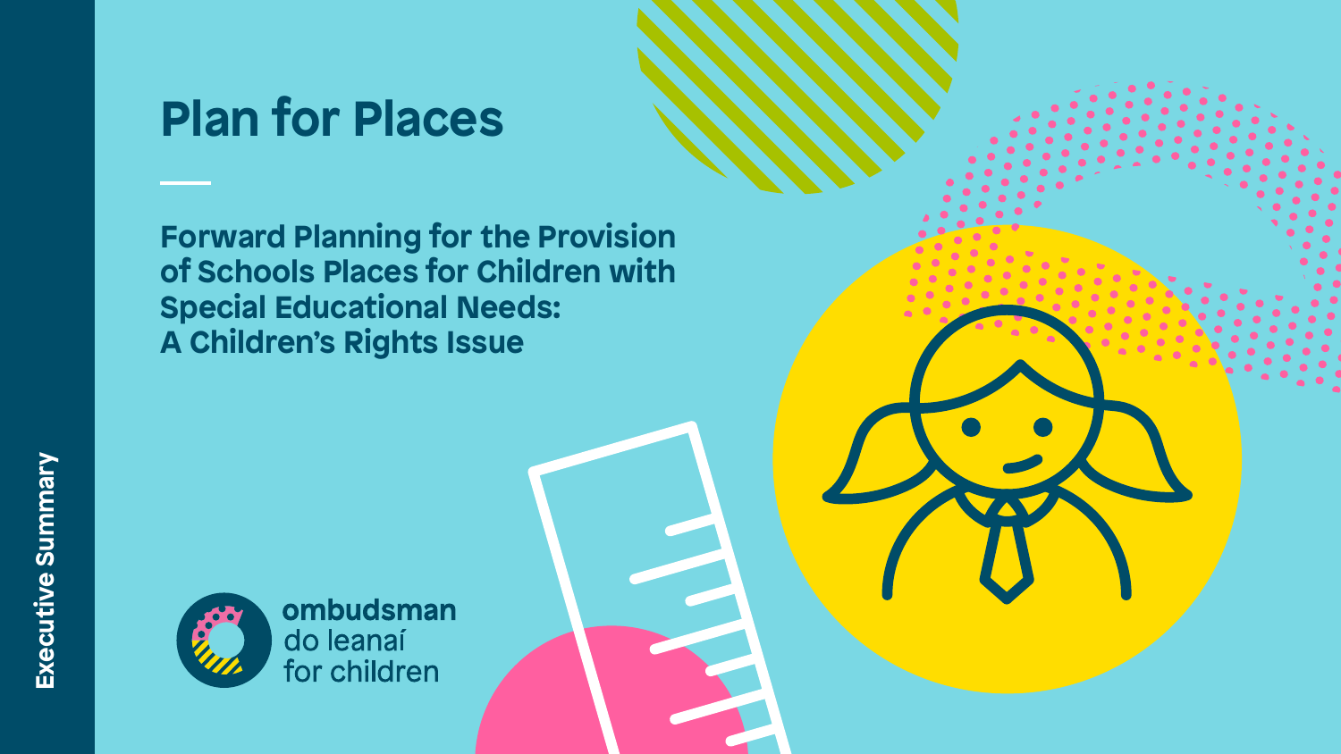# Plan for Places

## Forward Planning for the Provision of Schools Places for Children with Special Educational Needs: A Children's Rights Issue

Executive Summary

ombudsman
do leanaí
for children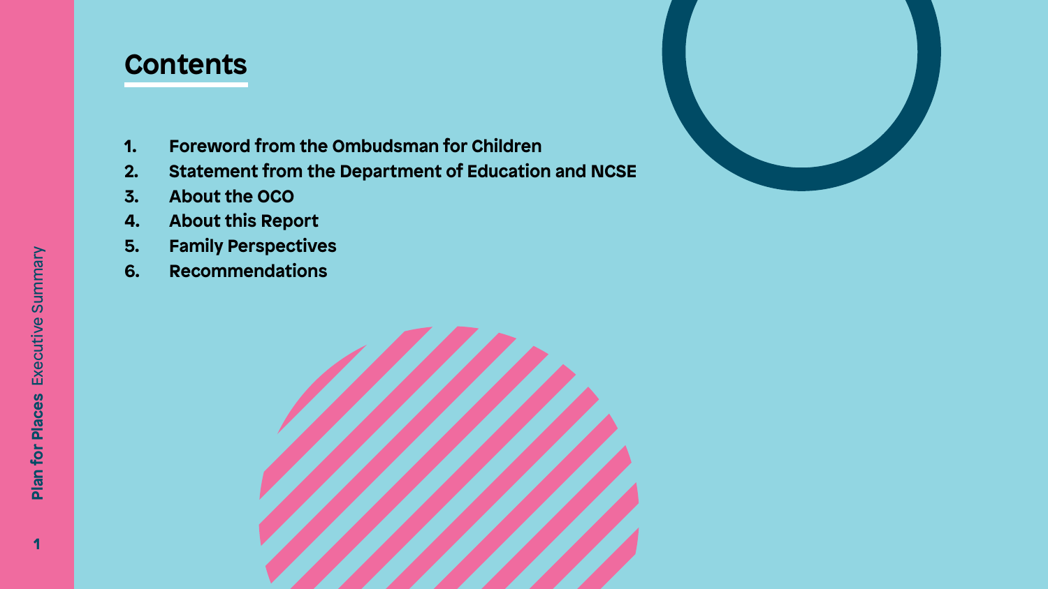# Contents

1. Foreword from the Ombudsman for Children
2. Statement from the Department of Education and NCSE
3. About the OCO
4. About this Report
5. Family Perspectives
6. Recommendations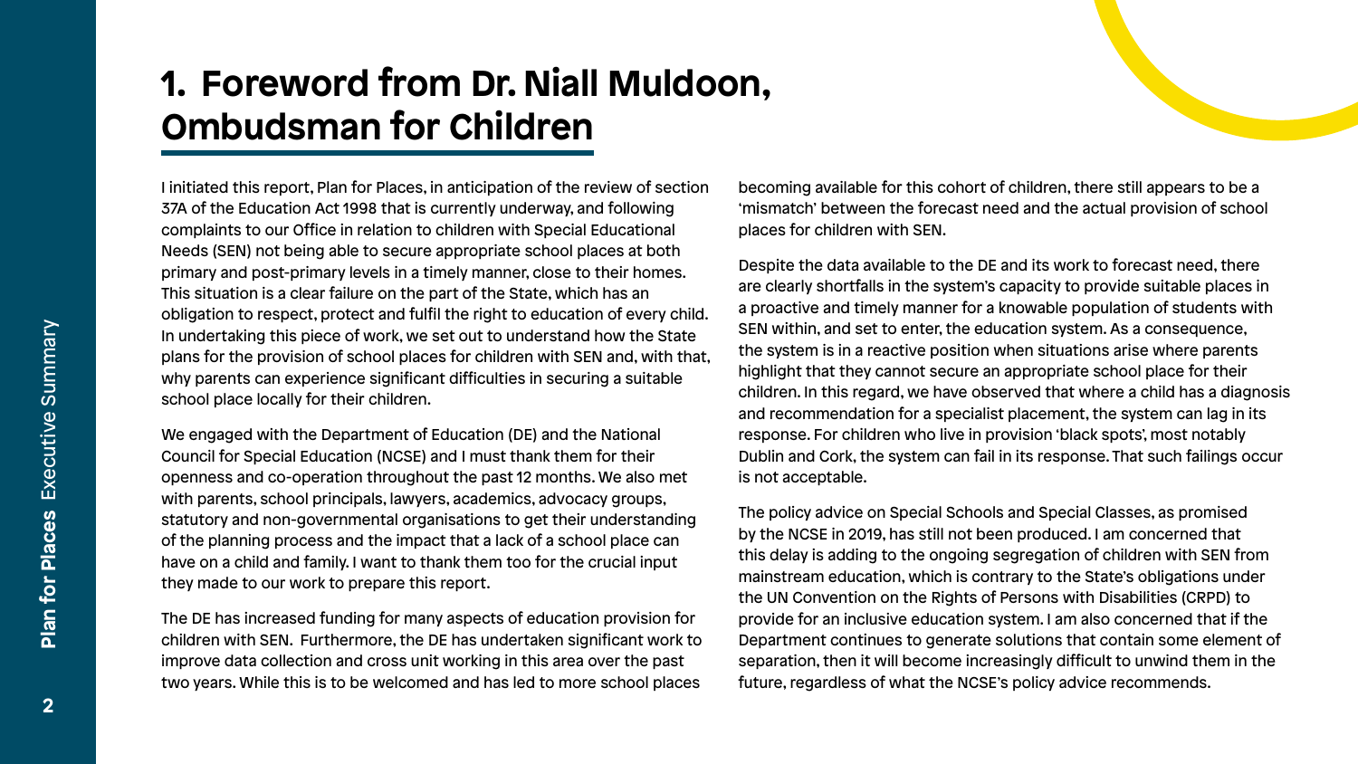# 1. Foreword from Dr. Niall Muldoon, Ombudsman for Children

I initiated this report, Plan for Places, in anticipation of the review of section 37A of the Education Act 1998 that is currently underway, and following complaints to our Office in relation to children with Special Educational Needs (SEN) not being able to secure appropriate school places at both primary and post-primary levels in a timely manner, close to their homes. This situation is a clear failure on the part of the State, which has an obligation to respect, protect and fulfil the right to education of every child. In undertaking this piece of work, we set out to understand how the State plans for the provision of school places for children with SEN and, with that, why parents can experience significant difficulties in securing a suitable school place locally for their children.

We engaged with the Department of Education (DE) and the National Council for Special Education (NCSE) and I must thank them for their openness and co-operation throughout the past 12 months. We also met with parents, school principals, lawyers, academics, advocacy groups, statutory and non-governmental organisations to get their understanding of the planning process and the impact that a lack of a school place can have on a child and family. I want to thank them too for the crucial input they made to our work to prepare this report.

The DE has increased funding for many aspects of education provision for children with SEN. Furthermore, the DE has undertaken significant work to improve data collection and cross unit working in this area over the past two years. While this is to be welcomed and has led to more school places becoming available for this cohort of children, there still appears to be a 'mismatch' between the forecast need and the actual provision of school places for children with SEN.

Despite the data available to the DE and its work to forecast need, there are clearly shortfalls in the system's capacity to provide suitable places in a proactive and timely manner for a knowable population of students with SEN within, and set to enter, the education system. As a consequence, the system is in a reactive position when situations arise where parents highlight that they cannot secure an appropriate school place for their children. In this regard, we have observed that where a child has a diagnosis and recommendation for a specialist placement, the system can lag in its response. For children who live in provision 'black spots', most notably Dublin and Cork, the system can fail in its response. That such failings occur is not acceptable.

The policy advice on Special Schools and Special Classes, as promised by the NCSE in 2019, has still not been produced. I am concerned that this delay is adding to the ongoing segregation of children with SEN from mainstream education, which is contrary to the State's obligations under the UN Convention on the Rights of Persons with Disabilities (CRPD) to provide for an inclusive education system. I am also concerned that if the Department continues to generate solutions that contain some element of separation, then it will become increasingly difficult to unwind them in the future, regardless of what the NCSE's policy advice recommends.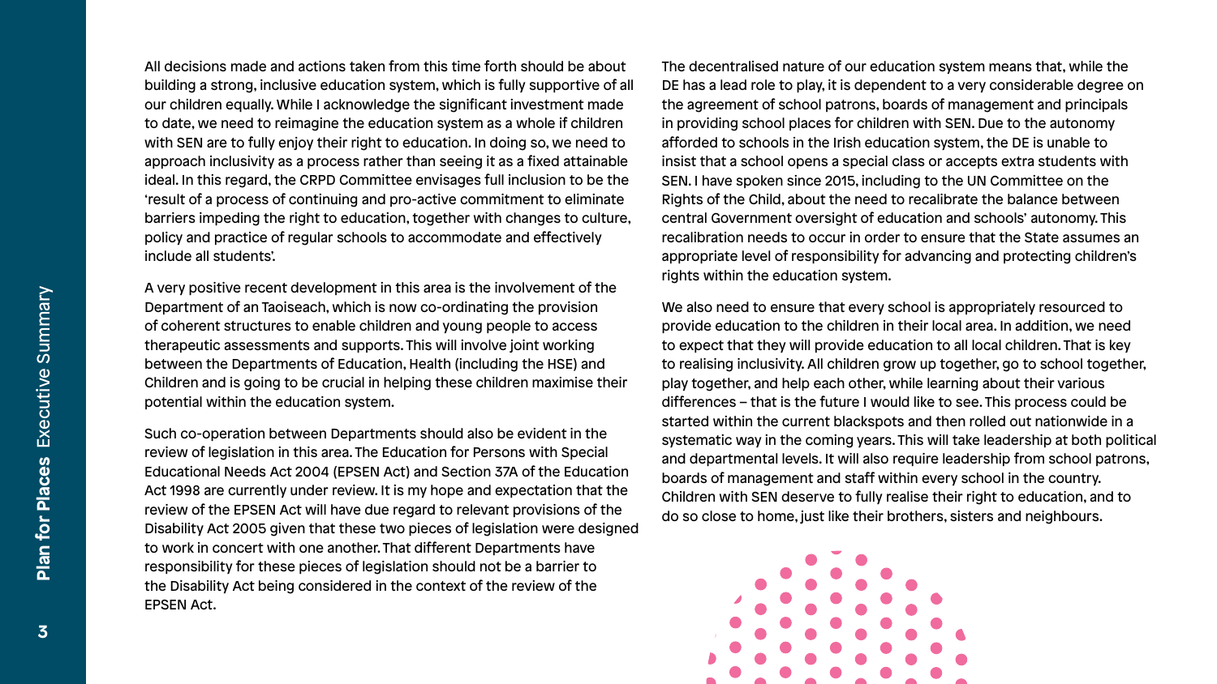All decisions made and actions taken from this time forth should be about building a strong, inclusive education system, which is fully supportive of all our children equally. While I acknowledge the significant investment made to date, we need to reimagine the education system as a whole if children with SEN are to fully enjoy their right to education. In doing so, we need to approach inclusivity as a process rather than seeing it as a fixed attainable ideal. In this regard, the CRPD Committee envisages full inclusion to be the 'result of a process of continuing and pro-active commitment to eliminate barriers impeding the right to education, together with changes to culture, policy and practice of regular schools to accommodate and effectively include all students'.

A very positive recent development in this area is the involvement of the Department of an Taoiseach, which is now co-ordinating the provision of coherent structures to enable children and young people to access therapeutic assessments and supports. This will involve joint working between the Departments of Education, Health (including the HSE) and Children and is going to be crucial in helping these children maximise their potential within the education system.

Such co-operation between Departments should also be evident in the review of legislation in this area. The Education for Persons with Special Educational Needs Act 2004 (EPSEN Act) and Section 37A of the Education Act 1998 are currently under review. It is my hope and expectation that the review of the EPSEN Act will have due regard to relevant provisions of the Disability Act 2005 given that these two pieces of legislation were designed to work in concert with one another. That different Departments have responsibility for these pieces of legislation should not be a barrier to the Disability Act being considered in the context of the review of the EPSEN Act.

The decentralised nature of our education system means that, while the DE has a lead role to play, it is dependent to a very considerable degree on the agreement of school patrons, boards of management and principals in providing school places for children with SEN. Due to the autonomy afforded to schools in the Irish education system, the DE is unable to insist that a school opens a special class or accepts extra students with SEN. I have spoken since 2015, including to the UN Committee on the Rights of the Child, about the need to recalibrate the balance between central Government oversight of education and schools' autonomy. This recalibration needs to occur in order to ensure that the State assumes an appropriate level of responsibility for advancing and protecting children's rights within the education system.

We also need to ensure that every school is appropriately resourced to provide education to the children in their local area. In addition, we need to expect that they will provide education to all local children. That is key to realising inclusivity. All children grow up together, go to school together, play together, and help each other, while learning about their various differences – that is the future I would like to see. This process could be started within the current blackspots and then rolled out nationwide in a systematic way in the coming years. This will take leadership at both political and departmental levels. It will also require leadership from school patrons, boards of management and staff within every school in the country. Children with SEN deserve to fully realise their right to education, and to do so close to home, just like their brothers, sisters and neighbours.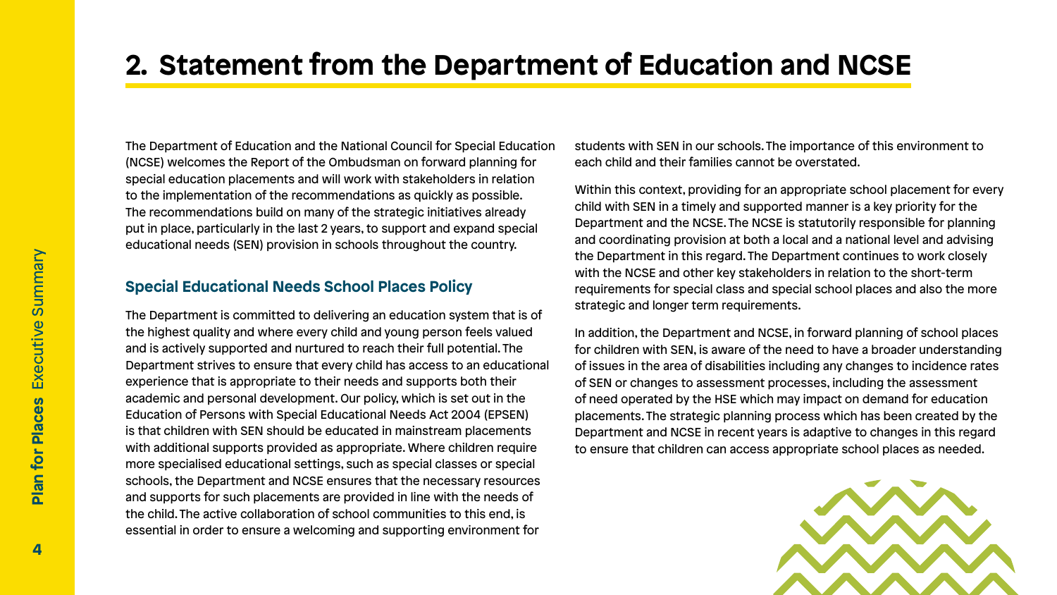# 2. Statement from the Department of Education and NCSE

The Department of Education and the National Council for Special Education (NCSE) welcomes the Report of the Ombudsman on forward planning for special education placements and will work with stakeholders in relation to the implementation of the recommendations as quickly as possible. The recommendations build on many of the strategic initiatives already put in place, particularly in the last 2 years, to support and expand special educational needs (SEN) provision in schools throughout the country.

## Special Educational Needs School Places Policy

The Department is committed to delivering an education system that is of the highest quality and where every child and young person feels valued and is actively supported and nurtured to reach their full potential. The Department strives to ensure that every child has access to an educational experience that is appropriate to their needs and supports both their academic and personal development. Our policy, which is set out in the Education of Persons with Special Educational Needs Act 2004 (EPSEN) is that children with SEN should be educated in mainstream placements with additional supports provided as appropriate. Where children require more specialised educational settings, such as special classes or special schools, the Department and NCSE ensures that the necessary resources and supports for such placements are provided in line with the needs of the child. The active collaboration of school communities to this end, is essential in order to ensure a welcoming and supporting environment for students with SEN in our schools. The importance of this environment to each child and their families cannot be overstated.

Within this context, providing for an appropriate school placement for every child with SEN in a timely and supported manner is a key priority for the Department and the NCSE. The NCSE is statutorily responsible for planning and coordinating provision at both a local and a national level and advising the Department in this regard. The Department continues to work closely with the NCSE and other key stakeholders in relation to the short-term requirements for special class and special school places and also the more strategic and longer term requirements.

In addition, the Department and NCSE, in forward planning of school places for children with SEN, is aware of the need to have a broader understanding of issues in the area of disabilities including any changes to incidence rates of SEN or changes to assessment processes, including the assessment of need operated by the HSE which may impact on demand for education placements. The strategic planning process which has been created by the Department and NCSE in recent years is adaptive to changes in this regard to ensure that children can access appropriate school places as needed.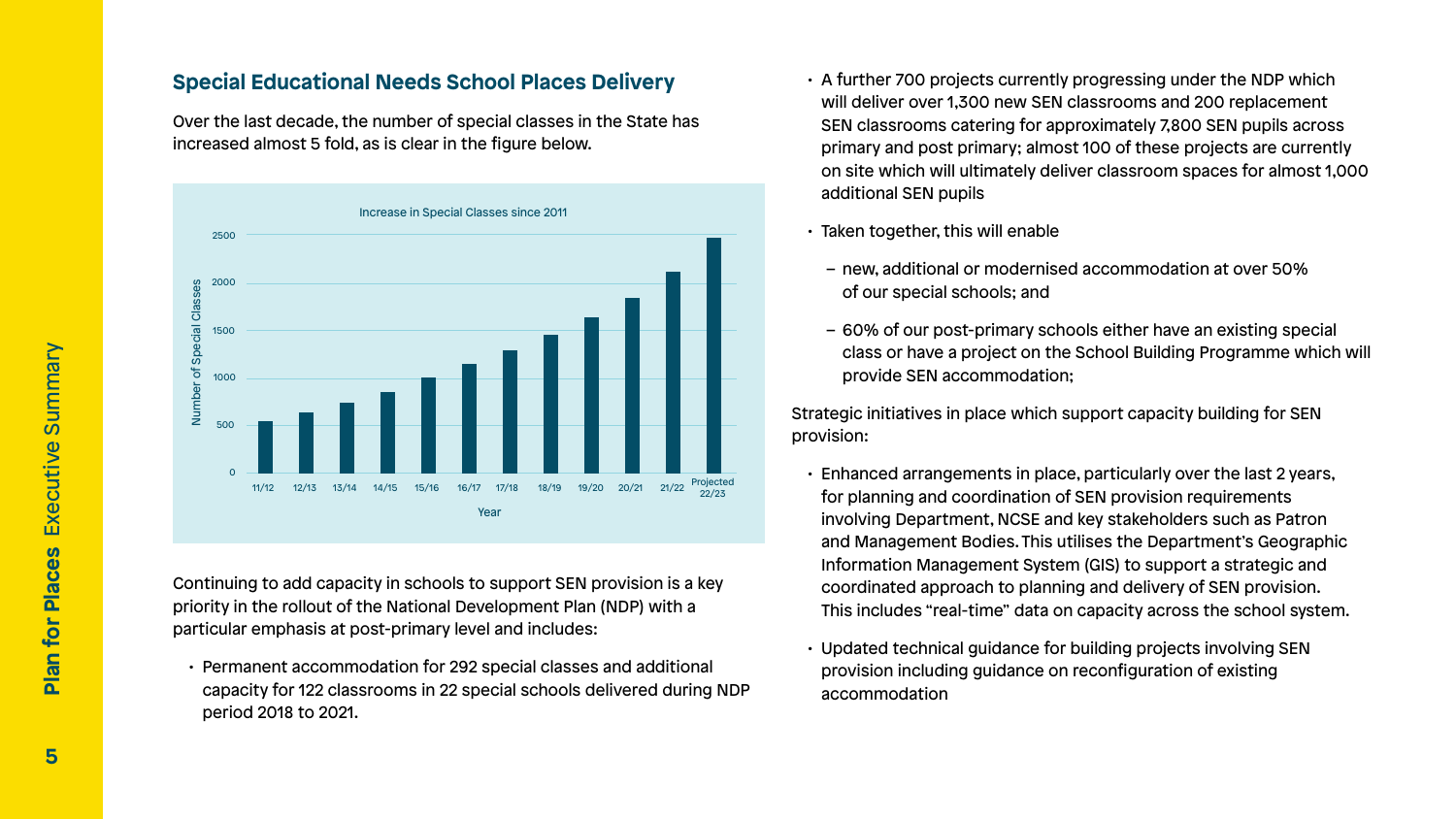## Special Educational Needs School Places Delivery

Over the last decade, the number of special classes in the State has increased almost 5 fold, as is clear in the figure below.

Increase in Special Classes since 2011

Continuing to add capacity in schools to support SEN provision is a key priority in the rollout of the National Development Plan (NDP) with a particular emphasis at post-primary level and includes:

- Permanent accommodation for 292 special classes and additional capacity for 122 classrooms in 22 special schools delivered during NDP period 2018 to 2021.
- A further 700 projects currently progressing under the NDP which will deliver over 1,300 new SEN classrooms and 200 replacement SEN classrooms catering for approximately 7,800 SEN pupils across primary and post primary; almost 100 of these projects are currently on site which will ultimately deliver classroom spaces for almost 1,000 additional SEN pupils
- Taken together, this will enable
  - new, additional or modernised accommodation at over 50% of our special schools; and
  - 60% of our post-primary schools either have an existing special class or have a project on the School Building Programme which will provide SEN accommodation;

Strategic initiatives in place which support capacity building for SEN provision:

- Enhanced arrangements in place, particularly over the last 2 years, for planning and coordination of SEN provision requirements involving Department, NCSE and key stakeholders such as Patron and Management Bodies. This utilises the Department's Geographic Information Management System (GIS) to support a strategic and coordinated approach to planning and delivery of SEN provision. This includes "real-time" data on capacity across the school system.
- Updated technical guidance for building projects involving SEN provision including guidance on reconfiguration of existing accommodation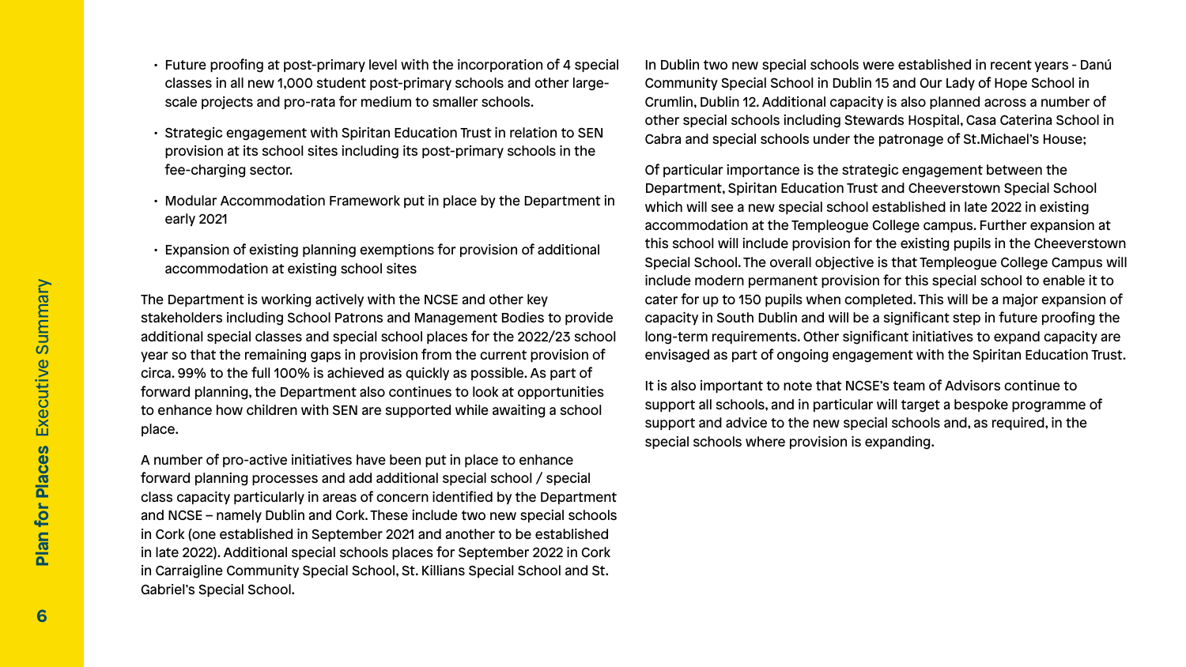- Future proofing at post-primary level with the incorporation of 4 special classes in all new 1,000 student post-primary schools and other large-scale projects and pro-rata for medium to smaller schools.
- Strategic engagement with Spiritan Education Trust in relation to SEN provision at its school sites including its post-primary schools in the fee-charging sector.
- Modular Accommodation Framework put in place by the Department in early 2021
- Expansion of existing planning exemptions for provision of additional accommodation at existing school sites

The Department is working actively with the NCSE and other key stakeholders including School Patrons and Management Bodies to provide additional special classes and special school places for the 2022/23 school year so that the remaining gaps in provision from the current provision of circa. 99% to the full 100% is achieved as quickly as possible. As part of forward planning, the Department also continues to look at opportunities to enhance how children with SEN are supported while awaiting a school place.

A number of pro-active initiatives have been put in place to enhance forward planning processes and add additional special school / special class capacity particularly in areas of concern identified by the Department and NCSE – namely Dublin and Cork. These include two new special schools in Cork (one established in September 2021 and another to be established in late 2022). Additional special schools places for September 2022 in Cork in Carraigline Community Special School, St. Killians Special School and St. Gabriel's Special School.

In Dublin two new special schools were established in recent years - Danú Community Special School in Dublin 15 and Our Lady of Hope School in Crumlin, Dublin 12. Additional capacity is also planned across a number of other special schools including Stewards Hospital, Casa Caterina School in Cabra and special schools under the patronage of St.Michael's House;

Of particular importance is the strategic engagement between the Department, Spiritan Education Trust and Cheeverstown Special School which will see a new special school established in late 2022 in existing accommodation at the Templeogue College campus. Further expansion at this school will include provision for the existing pupils in the Cheeverstown Special School. The overall objective is that Templeogue College Campus will include modern permanent provision for this special school to enable it to cater for up to 150 pupils when completed. This will be a major expansion of capacity in South Dublin and will be a significant step in future proofing the long-term requirements. Other significant initiatives to expand capacity are envisaged as part of ongoing engagement with the Spiritan Education Trust.

It is also important to note that NCSE's team of Advisors continue to support all schools, and in particular will target a bespoke programme of support and advice to the new special schools and, as required, in the special schools where provision is expanding.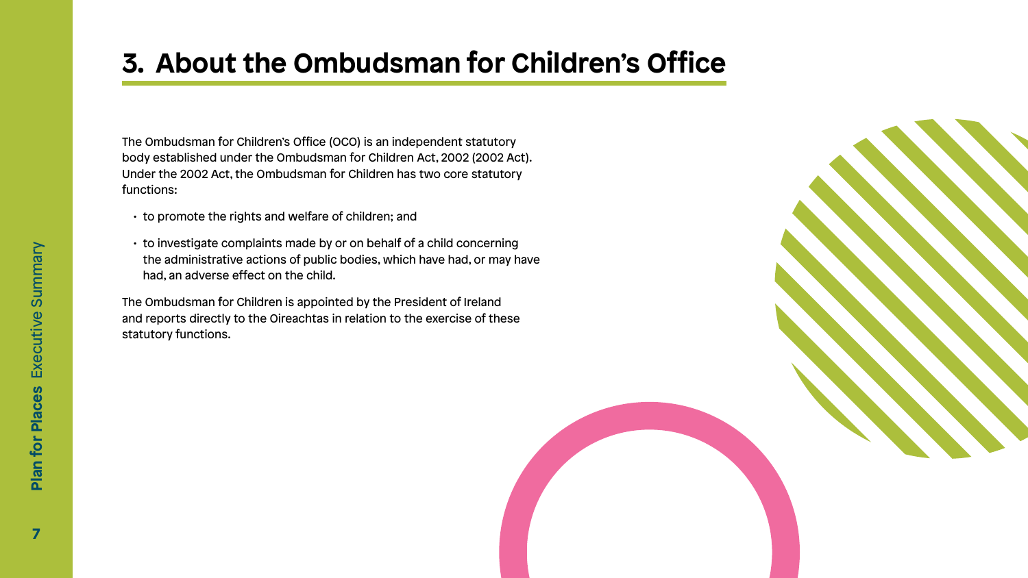# 3. About the Ombudsman for Children's Office

The Ombudsman for Children's Office (OCO) is an independent statutory body established under the Ombudsman for Children Act, 2002 (2002 Act). Under the 2002 Act, the Ombudsman for Children has two core statutory functions:

- to promote the rights and welfare of children; and
- to investigate complaints made by or on behalf of a child concerning the administrative actions of public bodies, which have had, or may have had, an adverse effect on the child.

The Ombudsman for Children is appointed by the President of Ireland and reports directly to the Oireachtas in relation to the exercise of these statutory functions.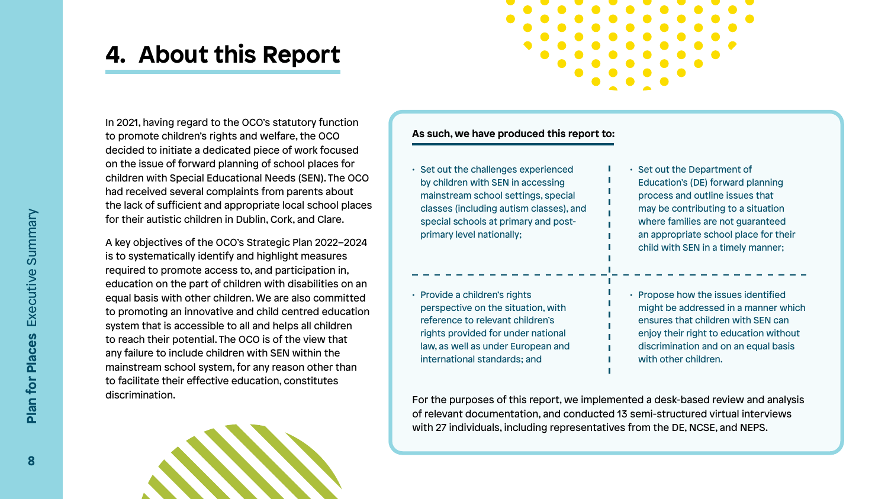# 4. About this Report

In 2021, having regard to the OCO's statutory function to promote children's rights and welfare, the OCO decided to initiate a dedicated piece of work focused on the issue of forward planning of school places for children with Special Educational Needs (SEN). The OCO had received several complaints from parents about the lack of sufficient and appropriate local school places for their autistic children in Dublin, Cork, and Clare.

A key objectives of the OCO's Strategic Plan 2022–2024 is to systematically identify and highlight measures required to promote access to, and participation in, education on the part of children with disabilities on an equal basis with other children. We are also committed to promoting an innovative and child centred education system that is accessible to all and helps all children to reach their potential. The OCO is of the view that any failure to include children with SEN within the mainstream school system, for any reason other than to facilitate their effective education, constitutes discrimination.

**As such, we have produced this report to:**

- Set out the challenges experienced by children with SEN in accessing mainstream school settings, special classes (including autism classes), and special schools at primary and post-primary level nationally;
- Set out the Department of Education's (DE) forward planning process and outline issues that may be contributing to a situation where families are not guaranteed an appropriate school place for their child with SEN in a timely manner;
- Provide a children's rights perspective on the situation, with reference to relevant children's rights provided for under national law, as well as under European and international standards; and
- Propose how the issues identified might be addressed in a manner which ensures that children with SEN can enjoy their right to education without discrimination and on an equal basis with other children.

For the purposes of this report, we implemented a desk-based review and analysis of relevant documentation, and conducted 13 semi-structured virtual interviews with 27 individuals, including representatives from the DE, NCSE, and NEPS.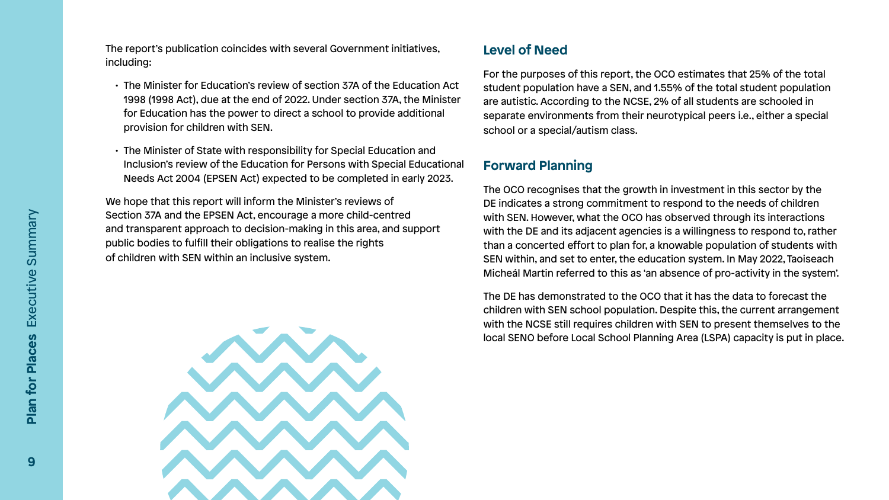The report's publication coincides with several Government initiatives, including:

- The Minister for Education's review of section 37A of the Education Act 1998 (1998 Act), due at the end of 2022. Under section 37A, the Minister for Education has the power to direct a school to provide additional provision for children with SEN.
- The Minister of State with responsibility for Special Education and Inclusion's review of the Education for Persons with Special Educational Needs Act 2004 (EPSEN Act) expected to be completed in early 2023.

We hope that this report will inform the Minister's reviews of Section 37A and the EPSEN Act, encourage a more child-centred and transparent approach to decision-making in this area, and support public bodies to fulfill their obligations to realise the rights of children with SEN within an inclusive system.

## Level of Need

For the purposes of this report, the OCO estimates that 25% of the total student population have a SEN, and 1.55% of the total student population are autistic. According to the NCSE, 2% of all students are schooled in separate environments from their neurotypical peers i.e., either a special school or a special/autism class.

## Forward Planning

The OCO recognises that the growth in investment in this sector by the DE indicates a strong commitment to respond to the needs of children with SEN. However, what the OCO has observed through its interactions with the DE and its adjacent agencies is a willingness to respond to, rather than a concerted effort to plan for, a knowable population of students with SEN within, and set to enter, the education system. In May 2022, Taoiseach Micheál Martin referred to this as 'an absence of pro-activity in the system'.

The DE has demonstrated to the OCO that it has the data to forecast the children with SEN school population. Despite this, the current arrangement with the NCSE still requires children with SEN to present themselves to the local SENO before Local School Planning Area (LSPA) capacity is put in place.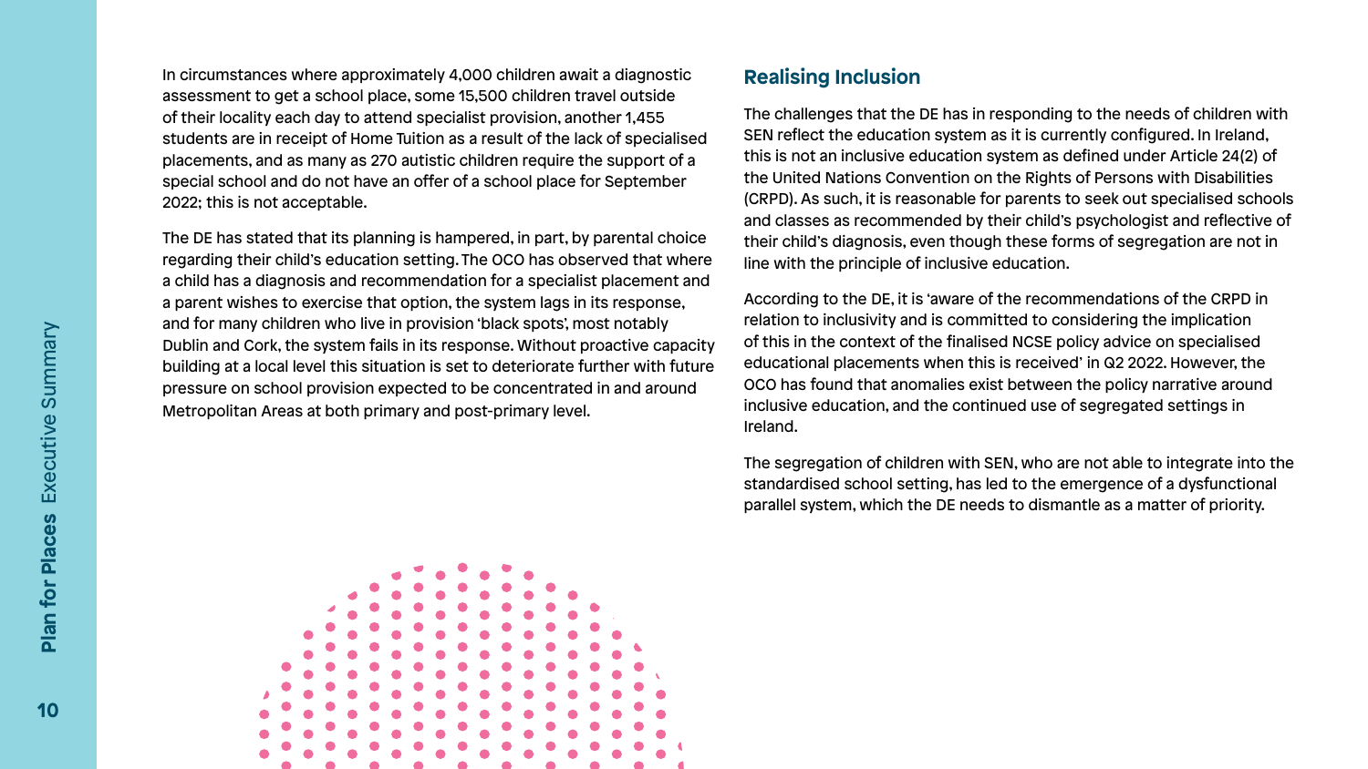In circumstances where approximately 4,000 children await a diagnostic assessment to get a school place, some 15,500 children travel outside of their locality each day to attend specialist provision, another 1,455 students are in receipt of Home Tuition as a result of the lack of specialised placements, and as many as 270 autistic children require the support of a special school and do not have an offer of a school place for September 2022; this is not acceptable.

The DE has stated that its planning is hampered, in part, by parental choice regarding their child's education setting. The OCO has observed that where a child has a diagnosis and recommendation for a specialist placement and a parent wishes to exercise that option, the system lags in its response, and for many children who live in provision 'black spots', most notably Dublin and Cork, the system fails in its response. Without proactive capacity building at a local level this situation is set to deteriorate further with future pressure on school provision expected to be concentrated in and around Metropolitan Areas at both primary and post-primary level.

## Realising Inclusion

The challenges that the DE has in responding to the needs of children with SEN reflect the education system as it is currently configured. In Ireland, this is not an inclusive education system as defined under Article 24(2) of the United Nations Convention on the Rights of Persons with Disabilities (CRPD). As such, it is reasonable for parents to seek out specialised schools and classes as recommended by their child's psychologist and reflective of their child's diagnosis, even though these forms of segregation are not in line with the principle of inclusive education.

According to the DE, it is 'aware of the recommendations of the CRPD in relation to inclusivity and is committed to considering the implication of this in the context of the finalised NCSE policy advice on specialised educational placements when this is received' in Q2 2022. However, the OCO has found that anomalies exist between the policy narrative around inclusive education, and the continued use of segregated settings in Ireland.

The segregation of children with SEN, who are not able to integrate into the standardised school setting, has led to the emergence of a dysfunctional parallel system, which the DE needs to dismantle as a matter of priority.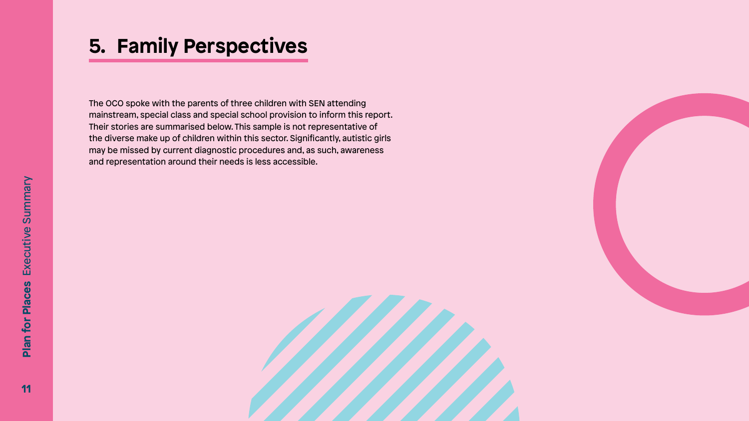## 5. Family Perspectives

The OCO spoke with the parents of three children with SEN attending mainstream, special class and special school provision to inform this report. Their stories are summarised below. This sample is not representative of the diverse make up of children within this sector. Significantly, autistic girls may be missed by current diagnostic procedures and, as such, awareness and representation around their needs is less accessible.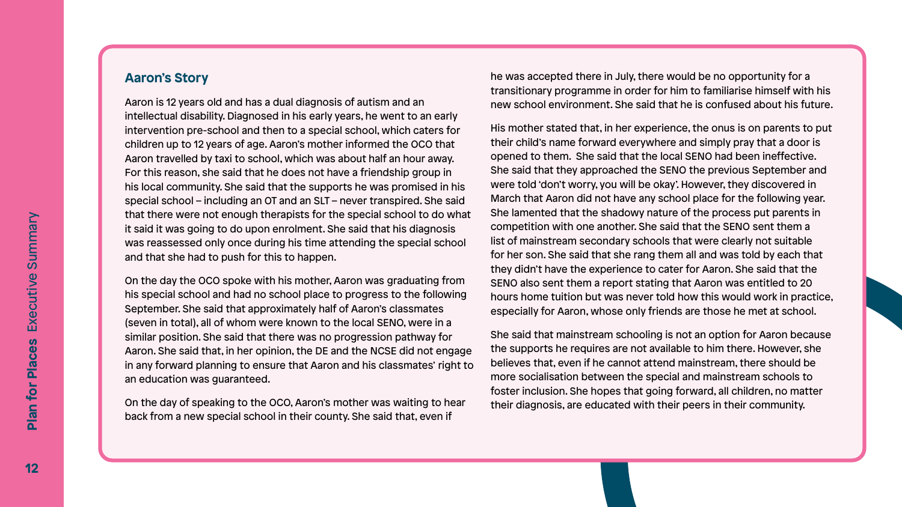### Aaron's Story

Aaron is 12 years old and has a dual diagnosis of autism and an intellectual disability. Diagnosed in his early years, he went to an early intervention pre-school and then to a special school, which caters for children up to 12 years of age. Aaron's mother informed the OCO that Aaron travelled by taxi to school, which was about half an hour away. For this reason, she said that he does not have a friendship group in his local community. She said that the supports he was promised in his special school – including an OT and an SLT – never transpired. She said that there were not enough therapists for the special school to do what it said it was going to do upon enrolment. She said that his diagnosis was reassessed only once during his time attending the special school and that she had to push for this to happen.

On the day the OCO spoke with his mother, Aaron was graduating from his special school and had no school place to progress to the following September. She said that approximately half of Aaron's classmates (seven in total), all of whom were known to the local SENO, were in a similar position. She said that there was no progression pathway for Aaron. She said that, in her opinion, the DE and the NCSE did not engage in any forward planning to ensure that Aaron and his classmates' right to an education was guaranteed.

On the day of speaking to the OCO, Aaron's mother was waiting to hear back from a new special school in their county. She said that, even if he was accepted there in July, there would be no opportunity for a transitionary programme in order for him to familiarise himself with his new school environment. She said that he is confused about his future.

His mother stated that, in her experience, the onus is on parents to put their child's name forward everywhere and simply pray that a door is opened to them. She said that the local SENO had been ineffective. She said that they approached the SENO the previous September and were told 'don't worry, you will be okay'. However, they discovered in March that Aaron did not have any school place for the following year. She lamented that the shadowy nature of the process put parents in competition with one another. She said that the SENO sent them a list of mainstream secondary schools that were clearly not suitable for her son. She said that she rang them all and was told by each that they didn't have the experience to cater for Aaron. She said that the SENO also sent them a report stating that Aaron was entitled to 20 hours home tuition but was never told how this would work in practice, especially for Aaron, whose only friends are those he met at school.

She said that mainstream schooling is not an option for Aaron because the supports he requires are not available to him there. However, she believes that, even if he cannot attend mainstream, there should be more socialisation between the special and mainstream schools to foster inclusion. She hopes that going forward, all children, no matter their diagnosis, are educated with their peers in their community.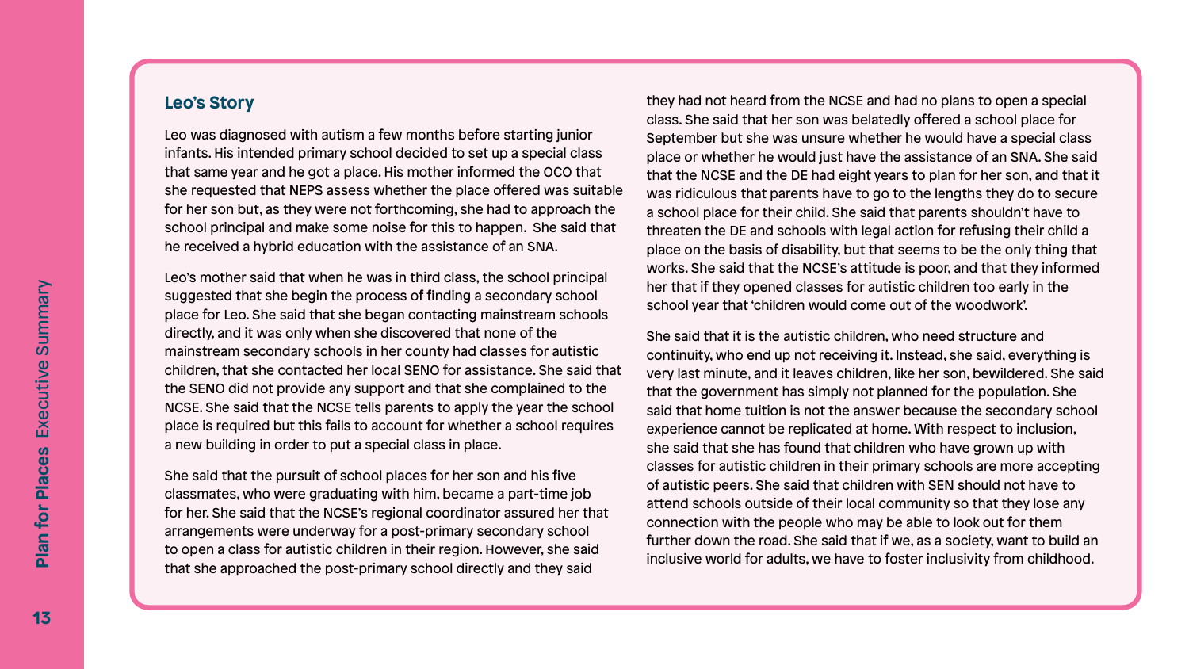### Leo's Story

Leo was diagnosed with autism a few months before starting junior infants. His intended primary school decided to set up a special class that same year and he got a place. His mother informed the OCO that she requested that NEPS assess whether the place offered was suitable for her son but, as they were not forthcoming, she had to approach the school principal and make some noise for this to happen. She said that he received a hybrid education with the assistance of an SNA.

Leo's mother said that when he was in third class, the school principal suggested that she begin the process of finding a secondary school place for Leo. She said that she began contacting mainstream schools directly, and it was only when she discovered that none of the mainstream secondary schools in her county had classes for autistic children, that she contacted her local SENO for assistance. She said that the SENO did not provide any support and that she complained to the NCSE. She said that the NCSE tells parents to apply the year the school place is required but this fails to account for whether a school requires a new building in order to put a special class in place.

She said that the pursuit of school places for her son and his five classmates, who were graduating with him, became a part-time job for her. She said that the NCSE's regional coordinator assured her that arrangements were underway for a post-primary secondary school to open a class for autistic children in their region. However, she said that she approached the post-primary school directly and they said they had not heard from the NCSE and had no plans to open a special class. She said that her son was belatedly offered a school place for September but she was unsure whether he would have a special class place or whether he would just have the assistance of an SNA. She said that the NCSE and the DE had eight years to plan for her son, and that it was ridiculous that parents have to go to the lengths they do to secure a school place for their child. She said that parents shouldn't have to threaten the DE and schools with legal action for refusing their child a place on the basis of disability, but that seems to be the only thing that works. She said that the NCSE's attitude is poor, and that they informed her that if they opened classes for autistic children too early in the school year that 'children would come out of the woodwork'.

She said that it is the autistic children, who need structure and continuity, who end up not receiving it. Instead, she said, everything is very last minute, and it leaves children, like her son, bewildered. She said that the government has simply not planned for the population. She said that home tuition is not the answer because the secondary school experience cannot be replicated at home. With respect to inclusion, she said that she has found that children who have grown up with classes for autistic children in their primary schools are more accepting of autistic peers. She said that children with SEN should not have to attend schools outside of their local community so that they lose any connection with the people who may be able to look out for them further down the road. She said that if we, as a society, want to build an inclusive world for adults, we have to foster inclusivity from childhood.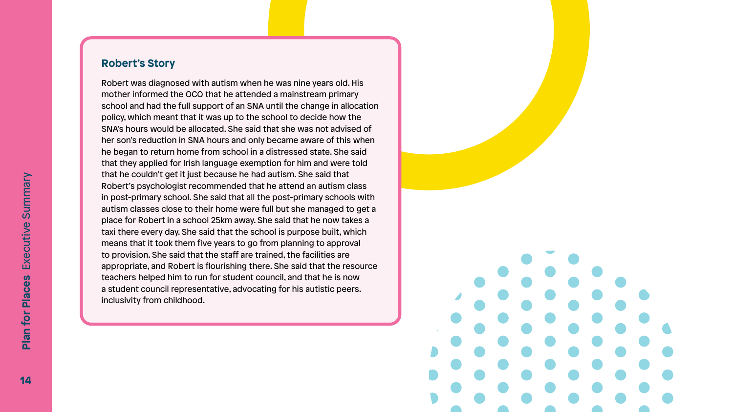### Robert's Story

Robert was diagnosed with autism when he was nine years old. His mother informed the OCO that he attended a mainstream primary school and had the full support of an SNA until the change in allocation policy, which meant that it was up to the school to decide how the SNA's hours would be allocated. She said that she was not advised of her son's reduction in SNA hours and only became aware of this when he began to return home from school in a distressed state. She said that they applied for Irish language exemption for him and were told that he couldn't get it just because he had autism. She said that Robert's psychologist recommended that he attend an autism class in post-primary school. She said that all the post-primary schools with autism classes close to their home were full but she managed to get a place for Robert in a school 25km away. She said that he now takes a taxi there every day. She said that the school is purpose built, which means that it took them five years to go from planning to approval to provision. She said that the staff are trained, the facilities are appropriate, and Robert is flourishing there. She said that the resource teachers helped him to run for student council, and that he is now a student council representative, advocating for his autistic peers. inclusivity from childhood.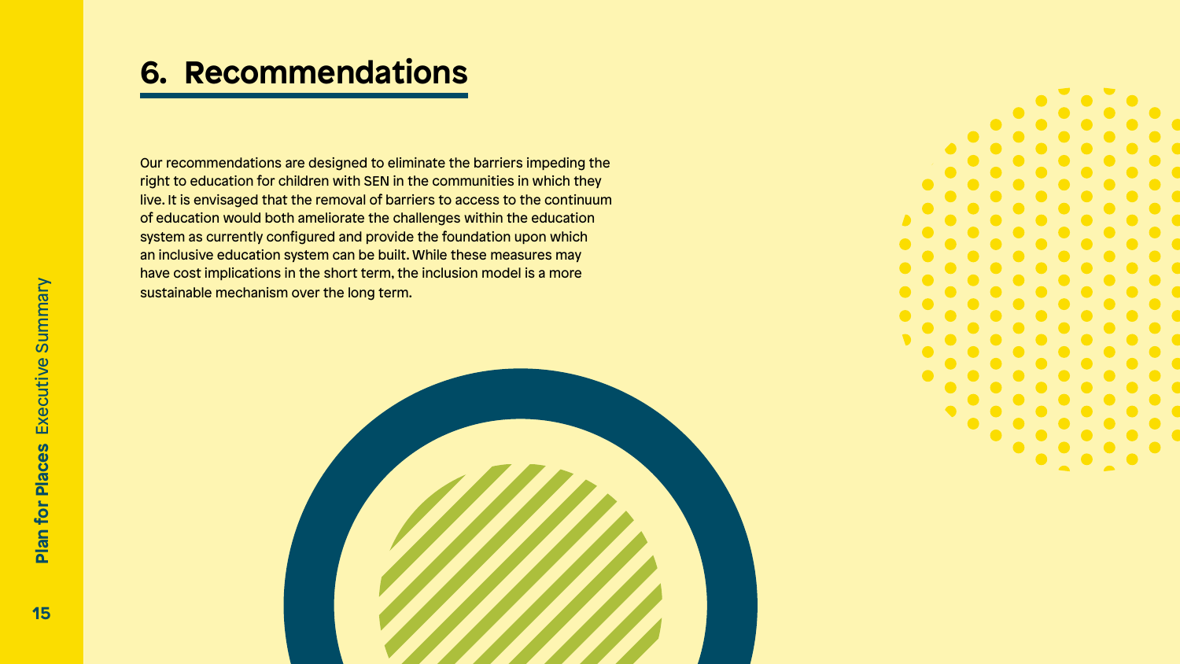# 6. Recommendations

Our recommendations are designed to eliminate the barriers impeding the right to education for children with SEN in the communities in which they live. It is envisaged that the removal of barriers to access to the continuum of education would both ameliorate the challenges within the education system as currently configured and provide the foundation upon which an inclusive education system can be built. While these measures may have cost implications in the short term, the inclusion model is a more sustainable mechanism over the long term.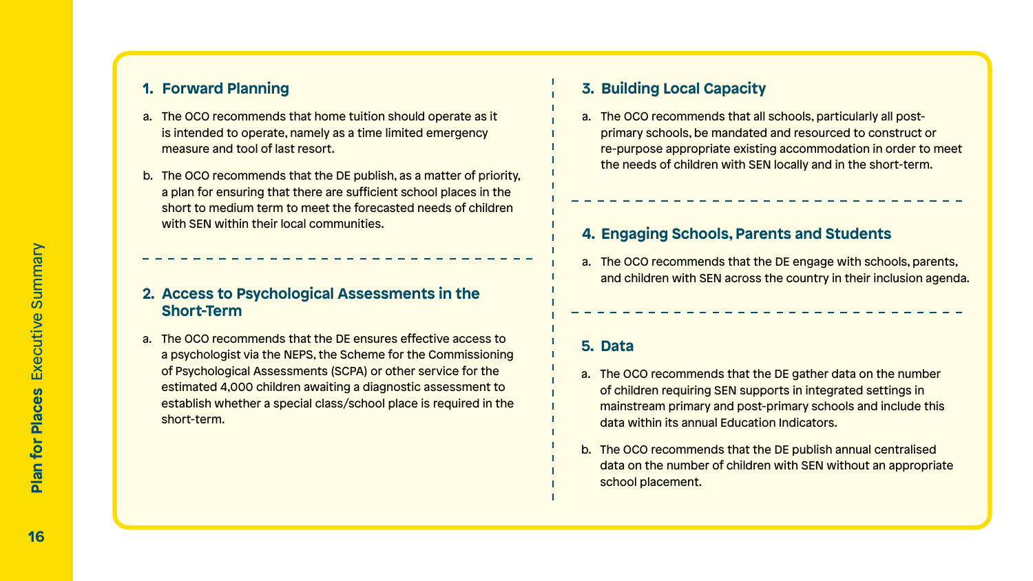## 1. Forward Planning

a. The OCO recommends that home tuition should operate as it is intended to operate, namely as a time limited emergency measure and tool of last resort.

b. The OCO recommends that the DE publish, as a matter of priority, a plan for ensuring that there are sufficient school places in the short to medium term to meet the forecasted needs of children with SEN within their local communities.

## 2. Access to Psychological Assessments in the Short-Term

a. The OCO recommends that the DE ensures effective access to a psychologist via the NEPS, the Scheme for the Commissioning of Psychological Assessments (SCPA) or other service for the estimated 4,000 children awaiting a diagnostic assessment to establish whether a special class/school place is required in the short-term.

## 3. Building Local Capacity

a. The OCO recommends that all schools, particularly all post-primary schools, be mandated and resourced to construct or re-purpose appropriate existing accommodation in order to meet the needs of children with SEN locally and in the short-term.

## 4. Engaging Schools, Parents and Students

a. The OCO recommends that the DE engage with schools, parents, and children with SEN across the country in their inclusion agenda.

## 5. Data

a. The OCO recommends that the DE gather data on the number of children requiring SEN supports in integrated settings in mainstream primary and post-primary schools and include this data within its annual Education Indicators.

b. The OCO recommends that the DE publish annual centralised data on the number of children with SEN without an appropriate school placement.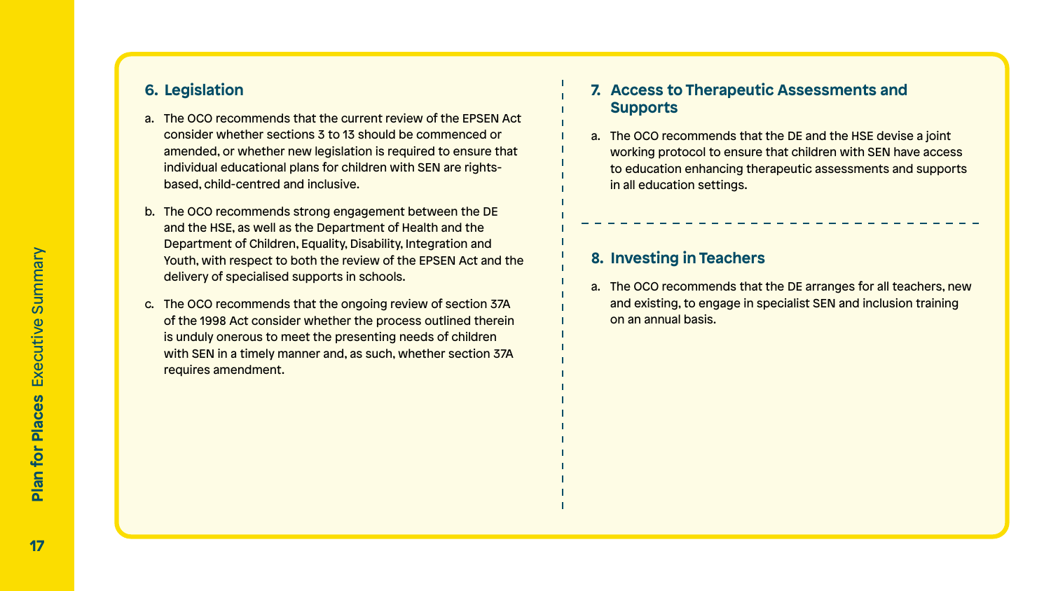## 6. Legislation

a. The OCO recommends that the current review of the EPSEN Act consider whether sections 3 to 13 should be commenced or amended, or whether new legislation is required to ensure that individual educational plans for children with SEN are rights-based, child-centred and inclusive.

b. The OCO recommends strong engagement between the DE and the HSE, as well as the Department of Health and the Department of Children, Equality, Disability, Integration and Youth, with respect to both the review of the EPSEN Act and the delivery of specialised supports in schools.

c. The OCO recommends that the ongoing review of section 37A of the 1998 Act consider whether the process outlined therein is unduly onerous to meet the presenting needs of children with SEN in a timely manner and, as such, whether section 37A requires amendment.

## 7. Access to Therapeutic Assessments and Supports

a. The OCO recommends that the DE and the HSE devise a joint working protocol to ensure that children with SEN have access to education enhancing therapeutic assessments and supports in all education settings.

## 8. Investing in Teachers

a. The OCO recommends that the DE arranges for all teachers, new and existing, to engage in specialist SEN and inclusion training on an annual basis.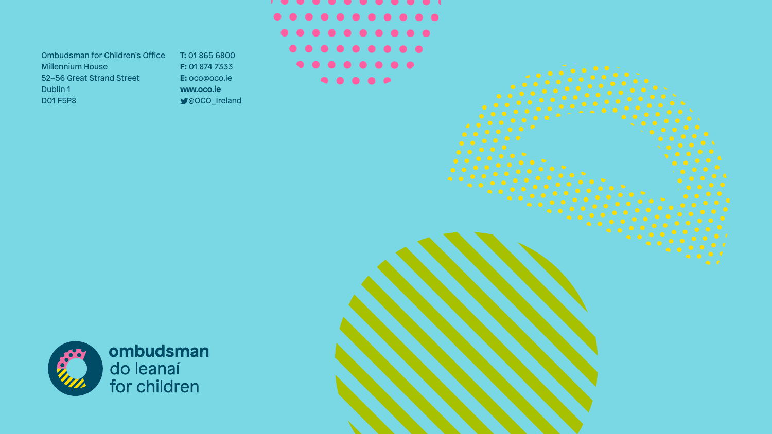Ombudsman for Children's Office
Millennium House
52–56 Great Strand Street
Dublin 1
D01 F5P8

**T:** 01 865 6800
**F:** 01 874 7333
**E:** oco@oco.ie
**www.oco.ie**
@OCO_Ireland

**ombudsman**
do leanaí
for children